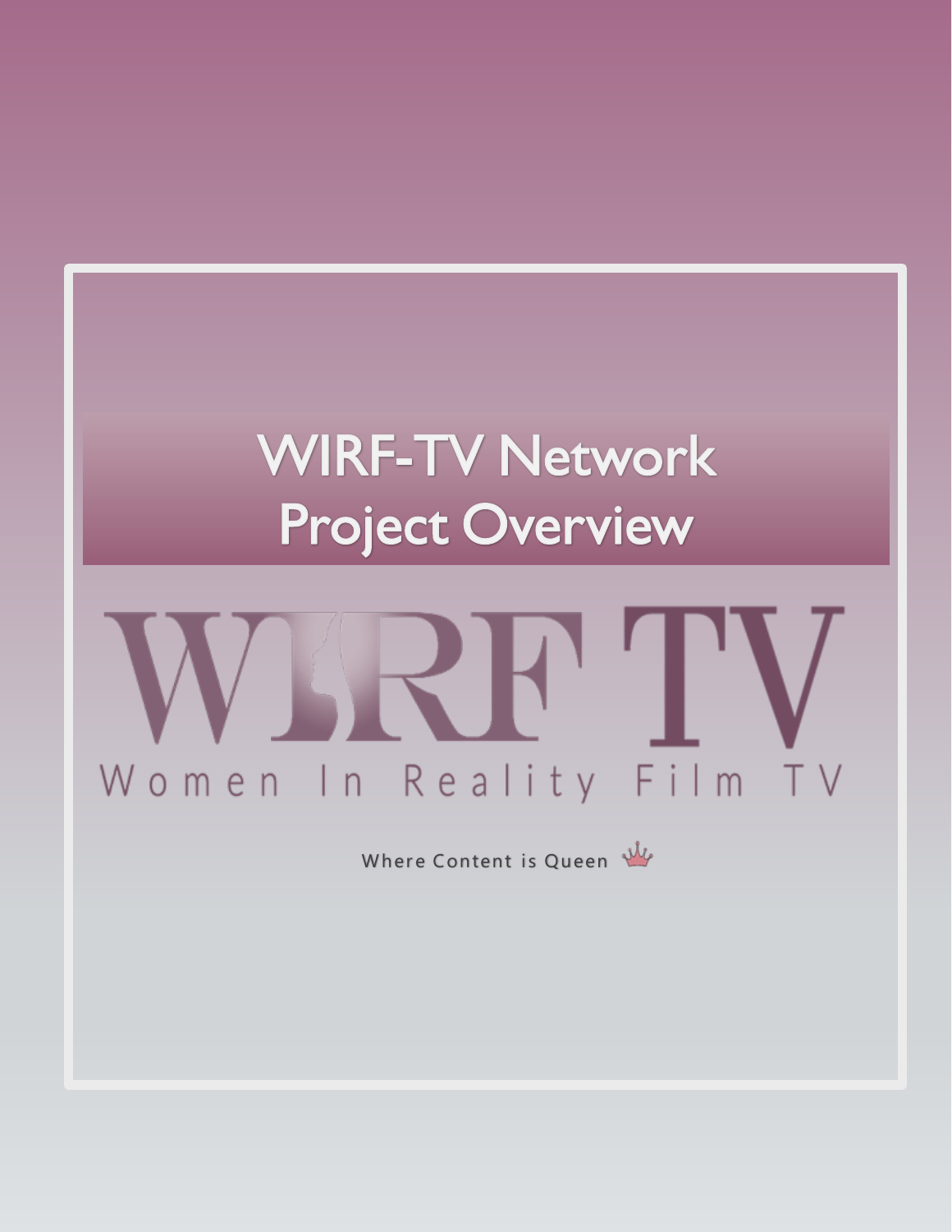# WIRF-TV Network Project Overview

WIRF TV

Women In Reality Film TV

Where Content is Queen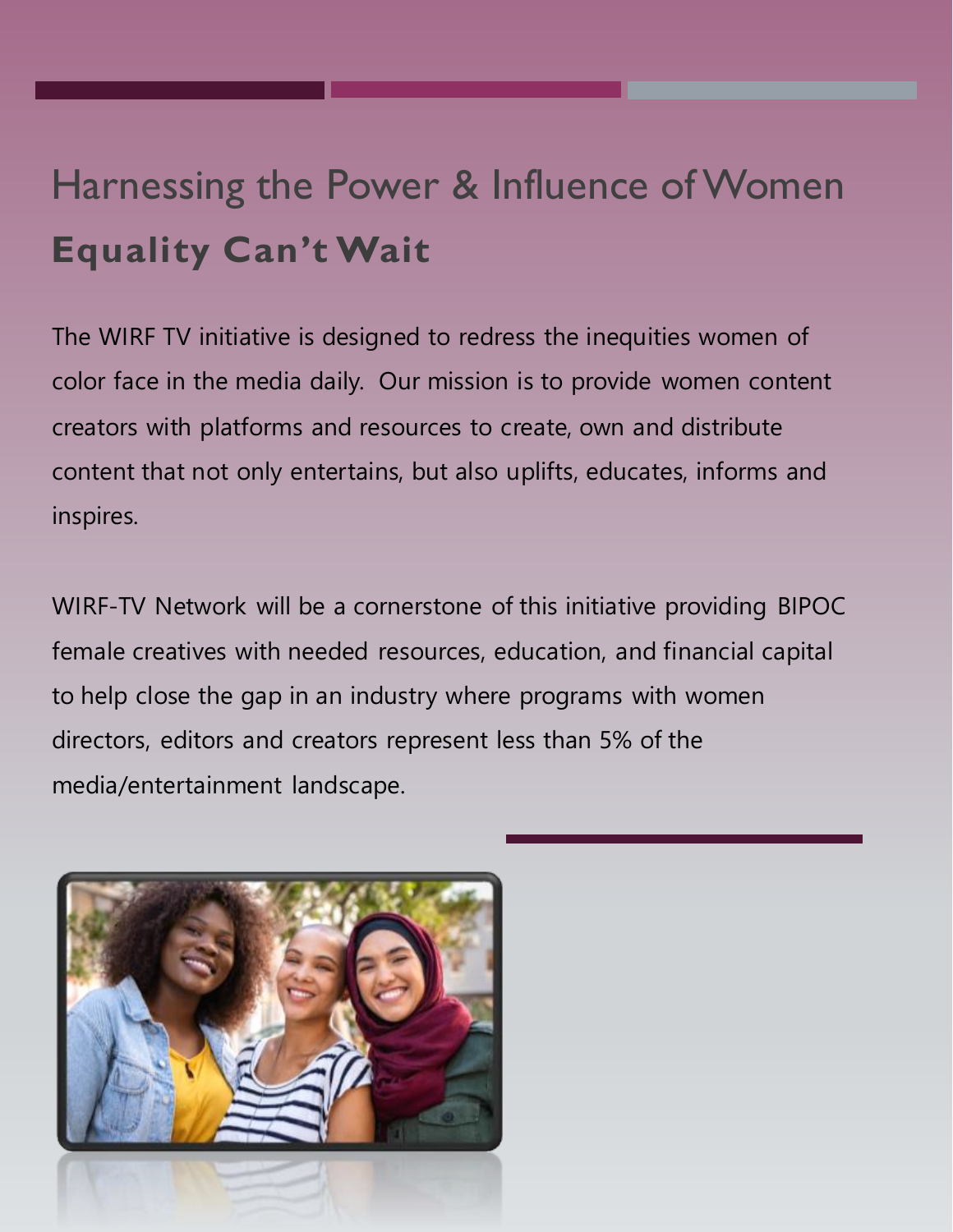# Harnessing the Power & Influence of Women

## **Equality Can't Wait**

The WIRF TV initiative is designed to redress the inequities women of color face in the media daily. Our mission is to provide women content creators with platforms and resources to create, own and distribute content that not only entertains, but also uplifts, educates, informs and inspires.

WIRF-TV Network will be a cornerstone of this initiative providing BIPOC female creatives with needed resources, education, and financial capital to help close the gap in an industry where programs with women directors, editors and creators represent less than 5% of the media/entertainment landscape.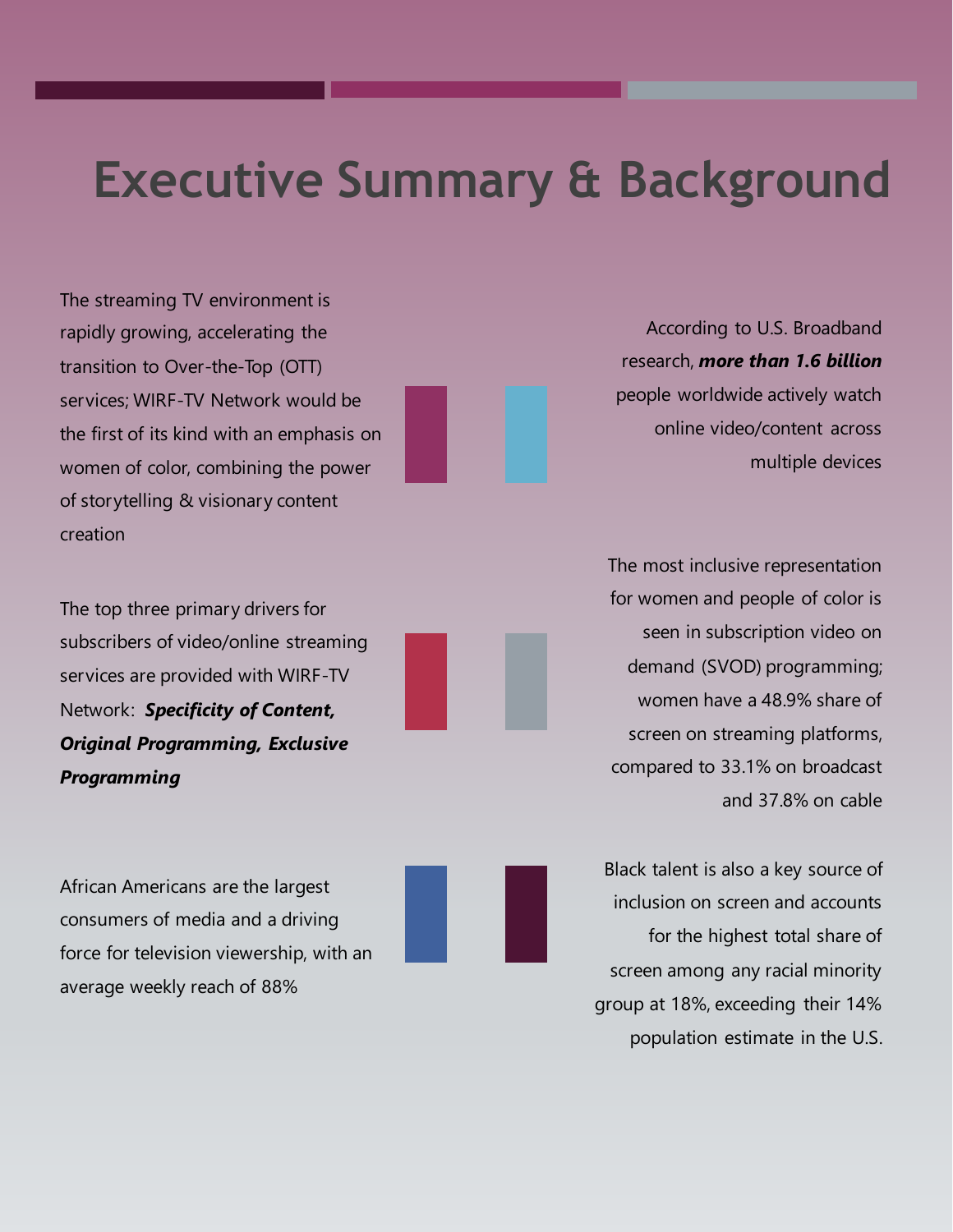# Executive Summary & Background

The streaming TV environment is rapidly growing, accelerating the transition to Over-the-Top (OTT) services; WIRF-TV Network would be the first of its kind with an emphasis on women of color, combining the power of storytelling & visionary content creation

According to U.S. Broadband research, ***more than 1.6 billion*** people worldwide actively watch online video/content across multiple devices

The top three primary drivers for subscribers of video/online streaming services are provided with WIRF-TV Network: ***Specificity of Content, Original Programming, Exclusive Programming***

The most inclusive representation for women and people of color is seen in subscription video on demand (SVOD) programming; women have a 48.9% share of screen on streaming platforms, compared to 33.1% on broadcast and 37.8% on cable

African Americans are the largest consumers of media and a driving force for television viewership, with an average weekly reach of 88%

Black talent is also a key source of inclusion on screen and accounts for the highest total share of screen among any racial minority group at 18%, exceeding their 14% population estimate in the U.S.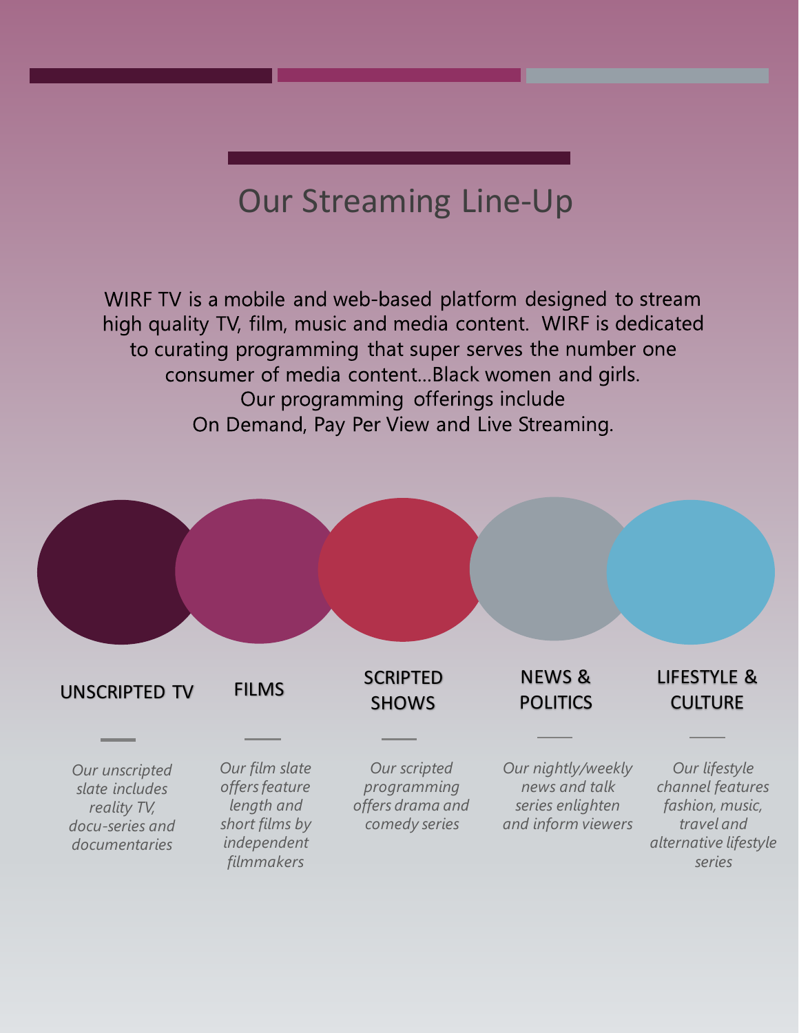# Our Streaming Line-Up

WIRF TV is a mobile and web-based platform designed to stream high quality TV, film, music and media content. WIRF is dedicated to curating programming that super serves the number one consumer of media content…Black women and girls. Our programming offerings include On Demand, Pay Per View and Live Streaming.

### UNSCRIPTED TV

*Our unscripted slate includes reality TV, docu-series and documentaries*

### FILMS

*Our film slate offers feature length and short films by independent filmmakers*

### SCRIPTED SHOWS

*Our scripted programming offers drama and comedy series*

### NEWS & POLITICS

*Our nightly/weekly news and talk series enlighten and inform viewers*

### LIFESTYLE & CULTURE

*Our lifestyle channel features fashion, music, travel and alternative lifestyle series*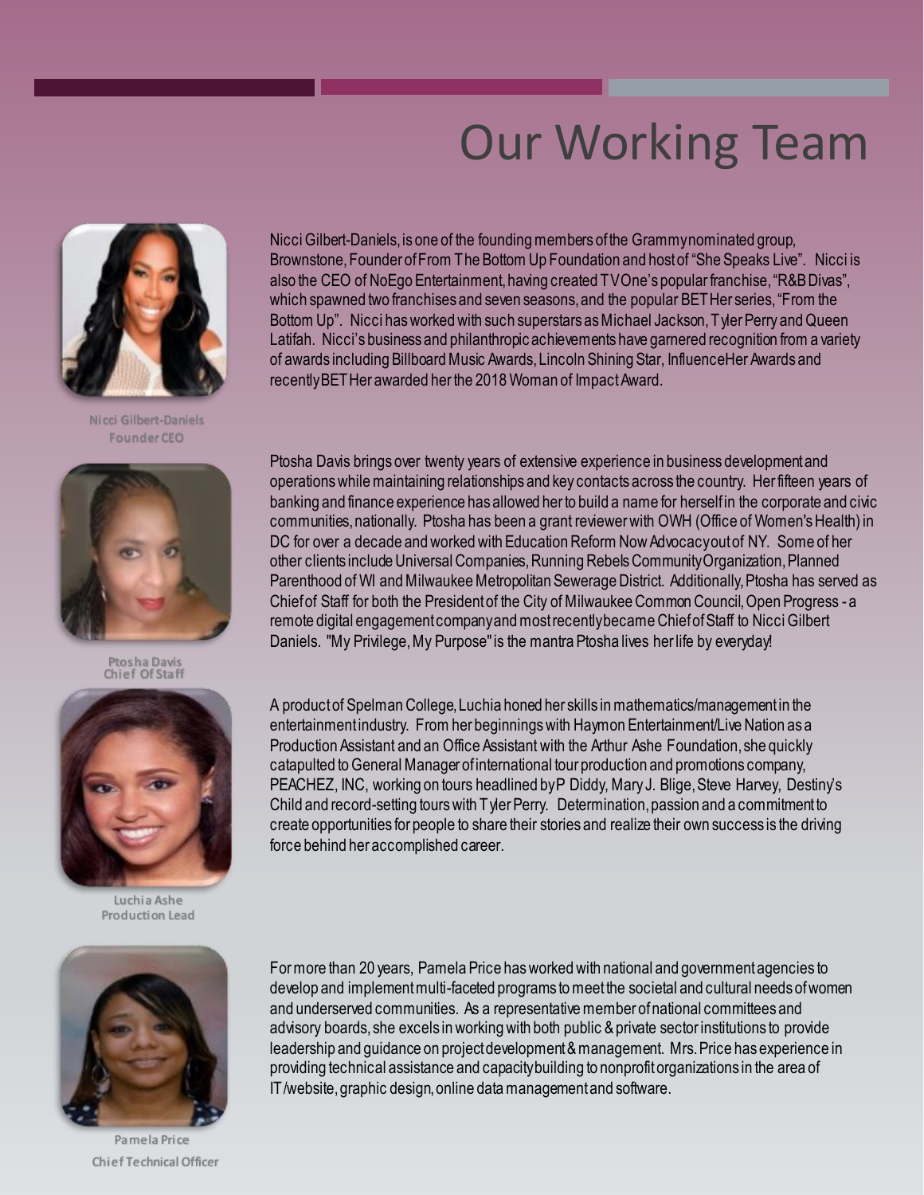# Our Working Team

**Nicci Gilbert-Daniels**
Founder CEO

Nicci Gilbert-Daniels, is one of the founding members of the Grammy nominated group, Brownstone, Founder of From The Bottom Up Foundation and host of "She Speaks Live". Nicci is also the CEO of NoEgo Entertainment, having created TVOne's popular franchise, "R&B Divas", which spawned two franchises and seven seasons, and the popular BETHer series, "From the Bottom Up". Nicci has worked with such superstars as Michael Jackson, Tyler Perry and Queen Latifah. Nicci's business and philanthropic achievements have garnered recognition from a variety of awards including Billboard Music Awards, Lincoln Shining Star, InfluenceHer Awards and recently BETHer awarded her the 2018 Woman of Impact Award.

**Ptosha Davis**
Chief Of Staff

Ptosha Davis brings over twenty years of extensive experience in business development and operations while maintaining relationships and key contacts across the country. Her fifteen years of banking and finance experience has allowed her to build a name for herself in the corporate and civic communities, nationally. Ptosha has been a grant reviewer with OWH (Office of Women's Health) in DC for over a decade and worked with Education Reform Now Advocacy out of NY. Some of her other clients include Universal Companies, Running Rebels Community Organization, Planned Parenthood of WI and Milwaukee Metropolitan Sewerage District. Additionally, Ptosha has served as Chief of Staff for both the President of the City of Milwaukee Common Council, Open Progress - a remote digital engagement company and most recently became Chief of Staff to Nicci Gilbert Daniels. "My Privilege, My Purpose" is the mantra Ptosha lives her life by everyday!

**Luchia Ashe**
Production Lead

A product of Spelman College, Luchia honed her skills in mathematics/management in the entertainment industry. From her beginnings with Haymon Entertainment/Live Nation as a Production Assistant and an Office Assistant with the Arthur Ashe Foundation, she quickly catapulted to General Manager of international tour production and promotions company, PEACHEZ, INC, working on tours headlined by P Diddy, Mary J. Blige, Steve Harvey, Destiny's Child and record-setting tours with Tyler Perry. Determination, passion and a commitment to create opportunities for people to share their stories and realize their own success is the driving force behind her accomplished career.

**Pamela Price**
Chief Technical Officer

For more than 20 years, Pamela Price has worked with national and government agencies to develop and implement multi-faceted programs to meet the societal and cultural needs of women and underserved communities. As a representative member of national committees and advisory boards, she excels in working with both public & private sector institutions to provide leadership and guidance on project development & management. Mrs. Price has experience in providing technical assistance and capacity building to nonprofit organizations in the area of IT/website, graphic design, online data management and software.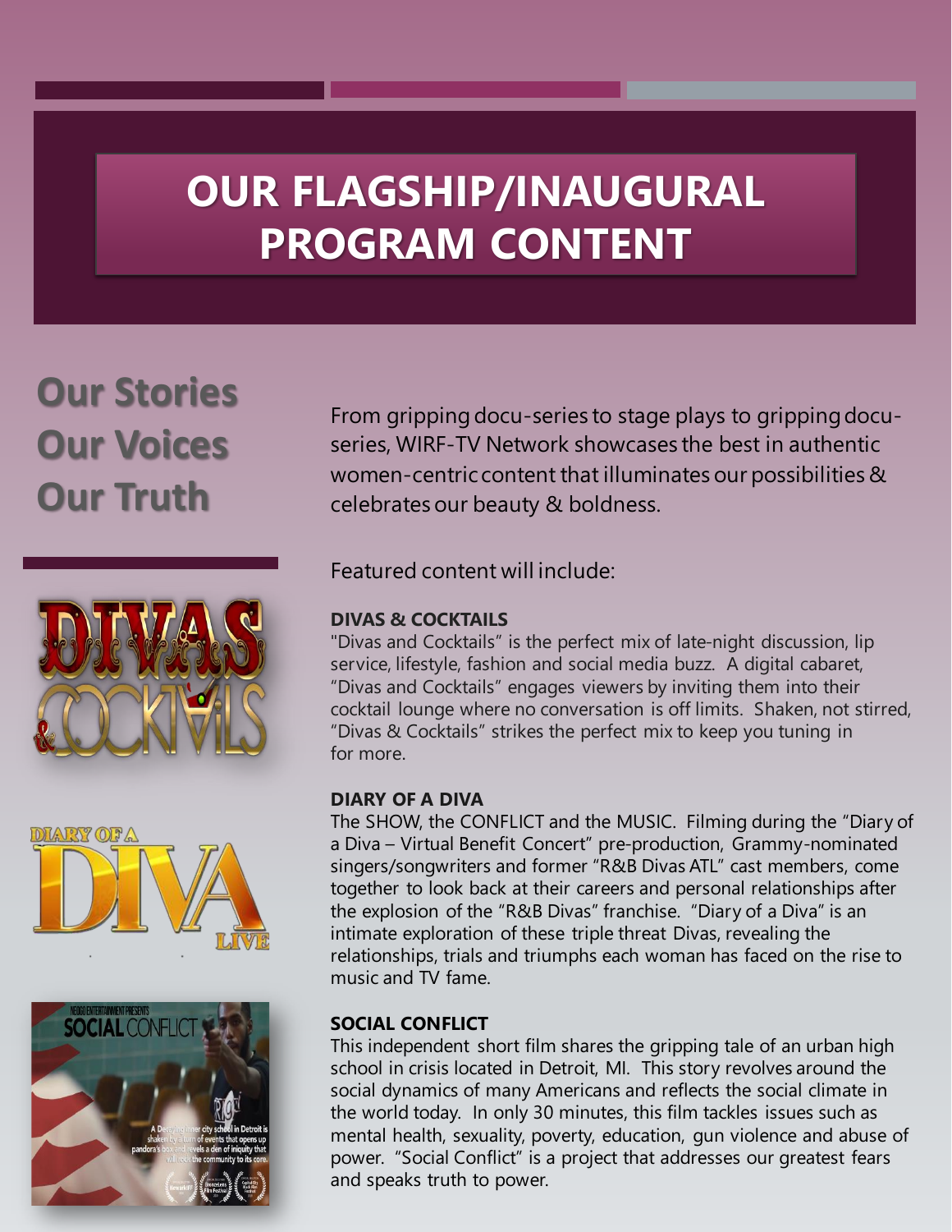# OUR FLAGSHIP/INAUGURAL PROGRAM CONTENT

## Our Stories
## Our Voices
## Our Truth

From gripping docu-series to stage plays to gripping docu-series, WIRF-TV Network showcases the best in authentic women-centric content that illuminates our possibilities & celebrates our beauty & boldness.

Featured content will include:

**DIVAS & COCKTAILS**

"Divas and Cocktails" is the perfect mix of late-night discussion, lip service, lifestyle, fashion and social media buzz. A digital cabaret, "Divas and Cocktails" engages viewers by inviting them into their cocktail lounge where no conversation is off limits. Shaken, not stirred, "Divas & Cocktails" strikes the perfect mix to keep you tuning in for more.

**DIARY OF A DIVA**

The SHOW, the CONFLICT and the MUSIC. Filming during the "Diary of a Diva – Virtual Benefit Concert" pre-production, Grammy-nominated singers/songwriters and former "R&B Divas ATL" cast members, come together to look back at their careers and personal relationships after the explosion of the "R&B Divas" franchise. "Diary of a Diva" is an intimate exploration of these triple threat Divas, revealing the relationships, trials and triumphs each woman has faced on the rise to music and TV fame.

**SOCIAL CONFLICT**

This independent short film shares the gripping tale of an urban high school in crisis located in Detroit, MI. This story revolves around the social dynamics of many Americans and reflects the social climate in the world today. In only 30 minutes, this film tackles issues such as mental health, sexuality, poverty, education, gun violence and abuse of power. "Social Conflict" is a project that addresses our greatest fears and speaks truth to power.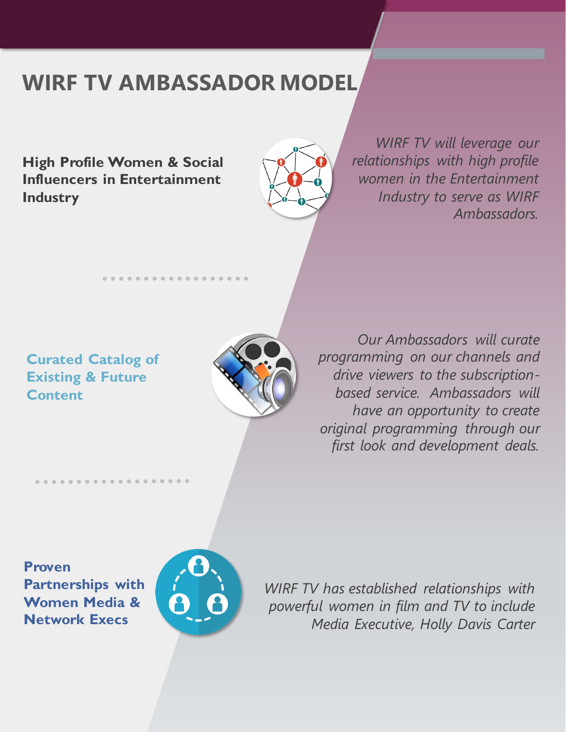# WIRF TV AMBASSADOR MODEL

**High Profile Women & Social Influencers in Entertainment Industry**

*WIRF TV will leverage our relationships with high profile women in the Entertainment Industry to serve as WIRF Ambassadors.*

**Curated Catalog of Existing & Future Content**

*Our Ambassadors will curate programming on our channels and drive viewers to the subscription-based service. Ambassadors will have an opportunity to create original programming through our first look and development deals.*

**Proven Partnerships with Women Media & Network Execs**

*WIRF TV has established relationships with powerful women in film and TV to include Media Executive, Holly Davis Carter*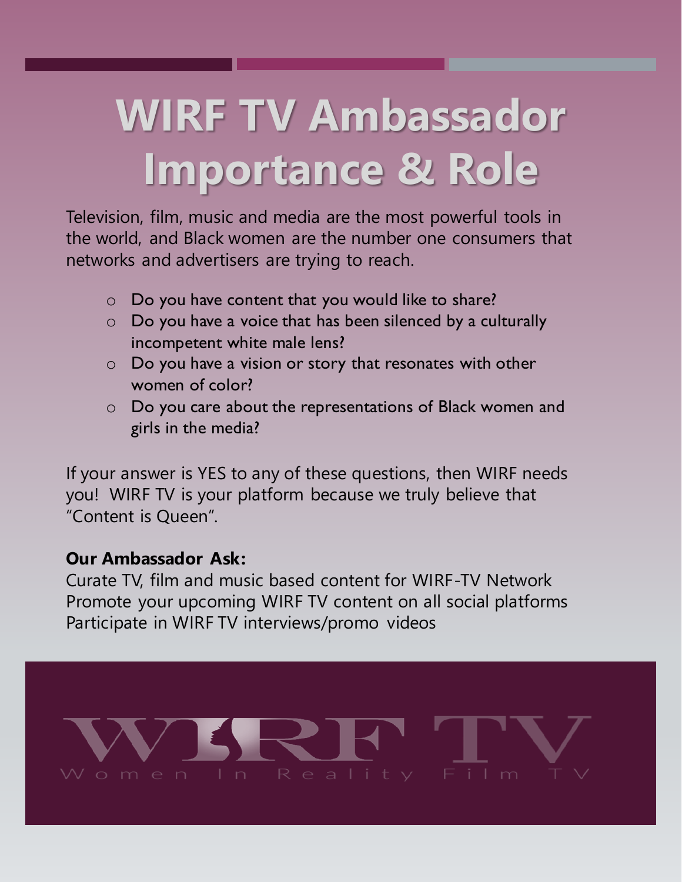# WIRF TV Ambassador Importance & Role

Television, film, music and media are the most powerful tools in the world, and Black women are the number one consumers that networks and advertisers are trying to reach.

- Do you have content that you would like to share?
- Do you have a voice that has been silenced by a culturally incompetent white male lens?
- Do you have a vision or story that resonates with other women of color?
- Do you care about the representations of Black women and girls in the media?

If your answer is YES to any of these questions, then WIRF needs you! WIRF TV is your platform because we truly believe that "Content is Queen".

**Our Ambassador Ask:**

Curate TV, film and music based content for WIRF-TV Network
Promote your upcoming WIRF TV content on all social platforms
Participate in WIRF TV interviews/promo videos

WIRF TV
Women In Reality Film TV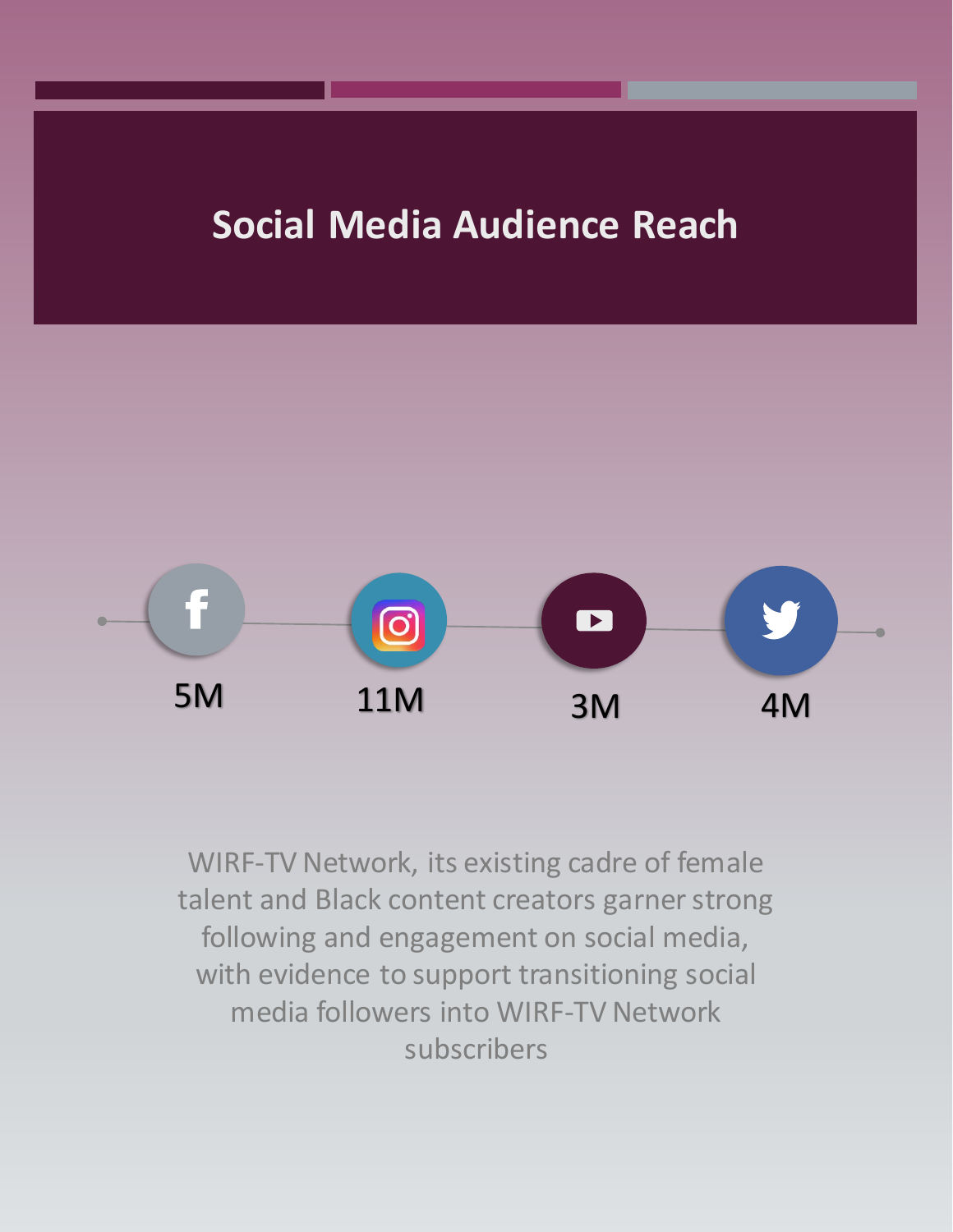# Social Media Audience Reach

| Facebook | Instagram | YouTube | Twitter |
| --- | --- | --- | --- |
| 5M | 11M | 3M | 4M |

WIRF-TV Network, its existing cadre of female talent and Black content creators garner strong following and engagement on social media, with evidence to support transitioning social media followers into WIRF-TV Network subscribers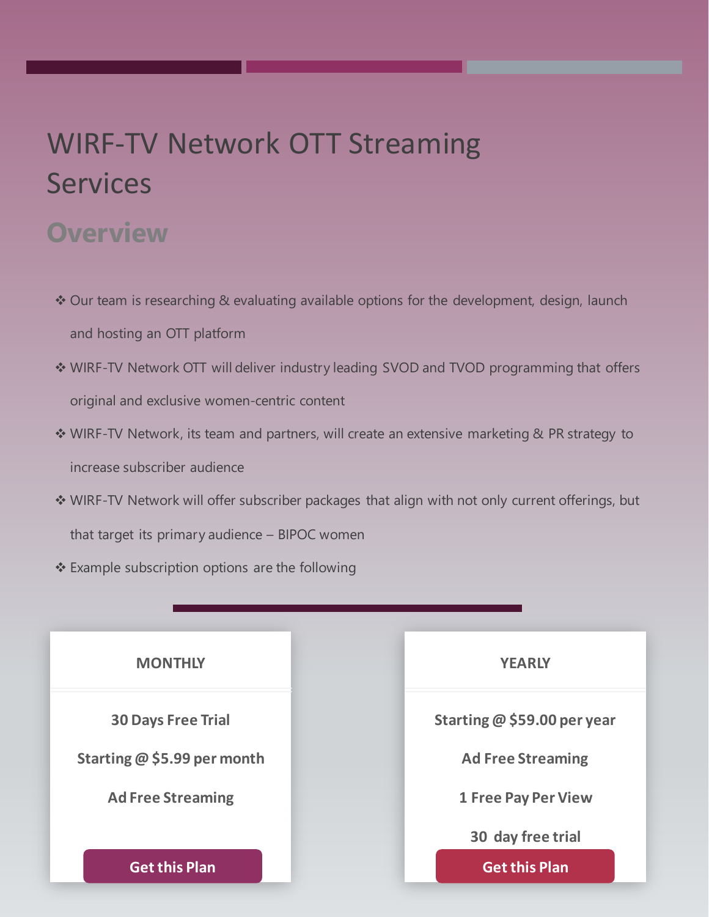# WIRF-TV Network OTT Streaming Services

## Overview

- ❖ Our team is researching & evaluating available options for the development, design, launch and hosting an OTT platform
- ❖ WIRF-TV Network OTT will deliver industry leading SVOD and TVOD programming that offers original and exclusive women-centric content
- ❖ WIRF-TV Network, its team and partners, will create an extensive marketing & PR strategy to increase subscriber audience
- ❖ WIRF-TV Network will offer subscriber packages that align with not only current offerings, but that target its primary audience – BIPOC women
- ❖ Example subscription options are the following

**MONTHLY**

**30 Days Free Trial**

**Starting @ $5.99 per month**

**Ad Free Streaming**

**Get this Plan**

**YEARLY**

**Starting @ $59.00 per year**

**Ad Free Streaming**

**1 Free Pay Per View**

**30 day free trial**

**Get this Plan**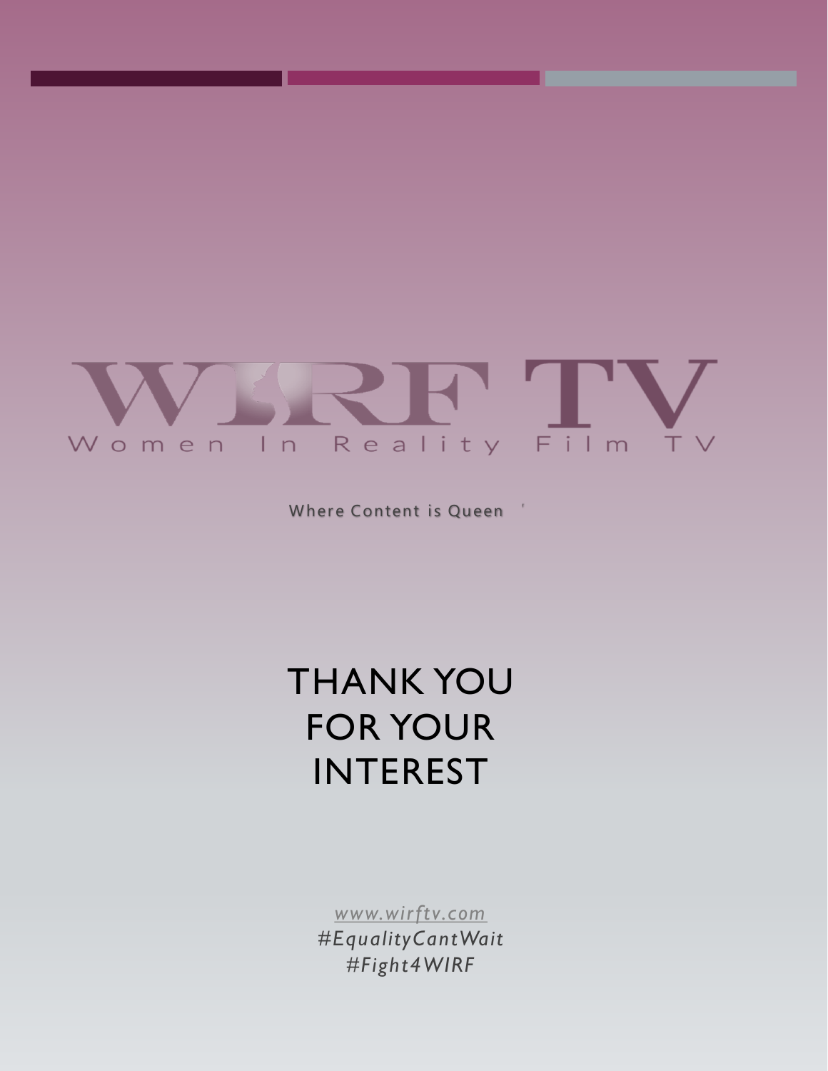# WIRF TV

Women In Reality Film TV

Where Content is Queen

## THANK YOU FOR YOUR INTEREST

*www.wirftv.com*
*#EqualityCantWait*
*#Fight4WIRF*